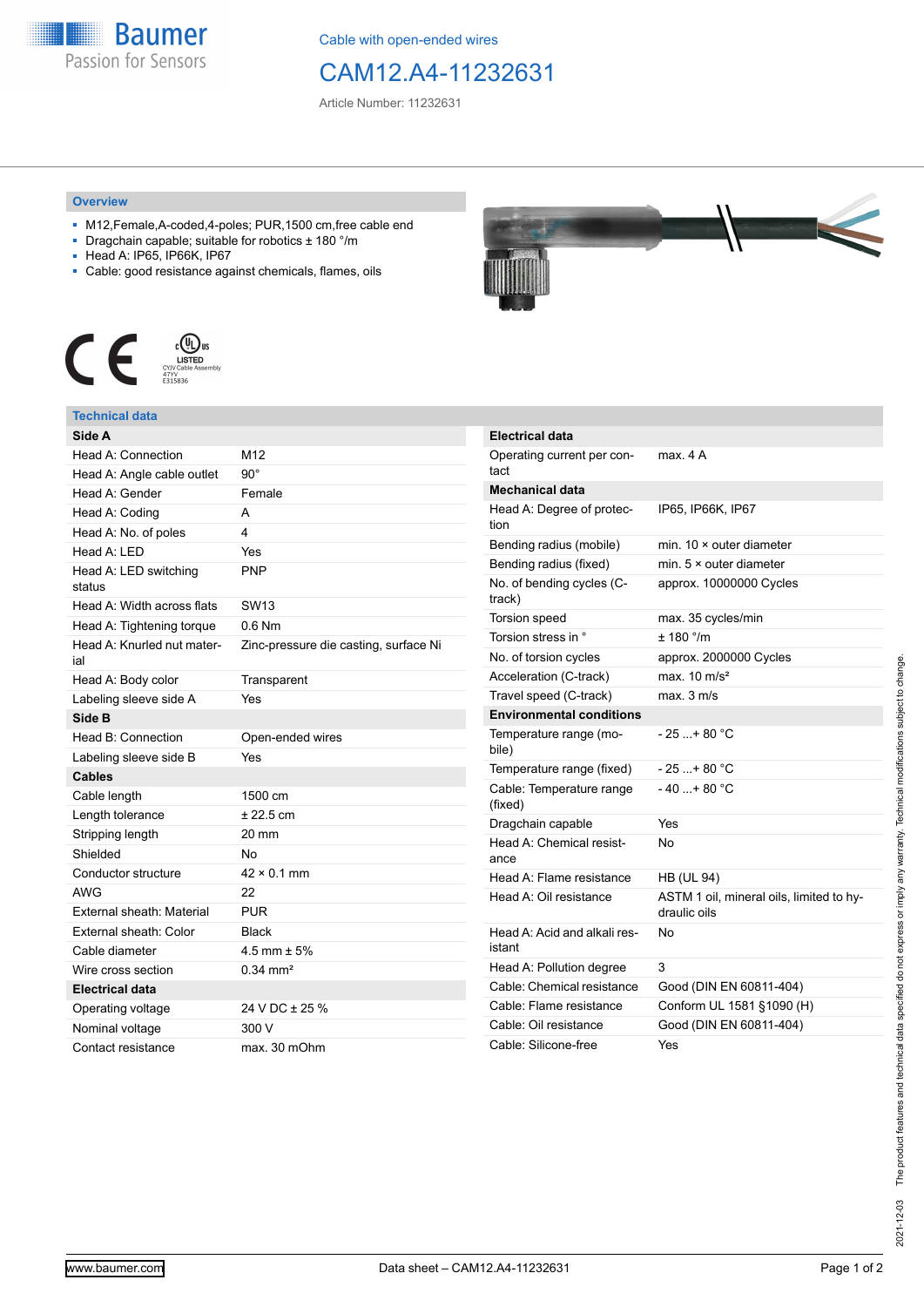Cable with open-ended wires

# CAM12.A4-11232631

Article Number: 11232631

## Overview

- M12,Female,A-coded,4-poles; PUR,1500 cm,free cable end
- Dragchain capable; suitable for robotics ± 180 °/m
- Head A: IP65, IP66K, IP67
- Cable: good resistance against chemicals, flames, oils

LISTED
CYJV Cable Assembly
47YV
E315836

## Technical data

| Side A | |
|---|---|
| Head A: Connection | M12 |
| Head A: Angle cable outlet | 90° |
| Head A: Gender | Female |
| Head A: Coding | A |
| Head A: No. of poles | 4 |
| Head A: LED | Yes |
| Head A: LED switching status | PNP |
| Head A: Width across flats | SW13 |
| Head A: Tightening torque | 0.6 Nm |
| Head A: Knurled nut material | Zinc-pressure die casting, surface Ni |
| Head A: Body color | Transparent |
| Labeling sleeve side A | Yes |
| **Side B** | |
| Head B: Connection | Open-ended wires |
| Labeling sleeve side B | Yes |
| **Cables** | |
| Cable length | 1500 cm |
| Length tolerance | ± 22.5 cm |
| Stripping length | 20 mm |
| Shielded | No |
| Conductor structure | 42 × 0.1 mm |
| AWG | 22 |
| External sheath: Material | PUR |
| External sheath: Color | Black |
| Cable diameter | 4.5 mm ± 5% |
| Wire cross section | 0.34 mm² |
| **Electrical data** | |
| Operating voltage | 24 V DC ± 25 % |
| Nominal voltage | 300 V |
| Contact resistance | max. 30 mOhm |

| Electrical data | |
|---|---|
| Operating current per contact | max. 4 A |
| **Mechanical data** | |
| Head A: Degree of protection | IP65, IP66K, IP67 |
| Bending radius (mobile) | min. 10 × outer diameter |
| Bending radius (fixed) | min. 5 × outer diameter |
| No. of bending cycles (C-track) | approx. 10000000 Cycles |
| Torsion speed | max. 35 cycles/min |
| Torsion stress in ° | ± 180 °/m |
| No. of torsion cycles | approx. 2000000 Cycles |
| Acceleration (C-track) | max. 10 m/s² |
| Travel speed (C-track) | max. 3 m/s |
| **Environmental conditions** | |
| Temperature range (mobile) | - 25 ...+ 80 °C |
| Temperature range (fixed) | - 25 ...+ 80 °C |
| Cable: Temperature range (fixed) | - 40 ...+ 80 °C |
| Dragchain capable | Yes |
| Head A: Chemical resistance | No |
| Head A: Flame resistance | HB (UL 94) |
| Head A: Oil resistance | ASTM 1 oil, mineral oils, limited to hydraulic oils |
| Head A: Acid and alkali resistant | No |
| Head A: Pollution degree | 3 |
| Cable: Chemical resistance | Good (DIN EN 60811-404) |
| Cable: Flame resistance | Conform UL 1581 §1090 (H) |
| Cable: Oil resistance | Good (DIN EN 60811-404) |
| Cable: Silicone-free | Yes |

2021-12-03 The product features and technical data specified do not express or imply any warranty. Technical modifications subject to change.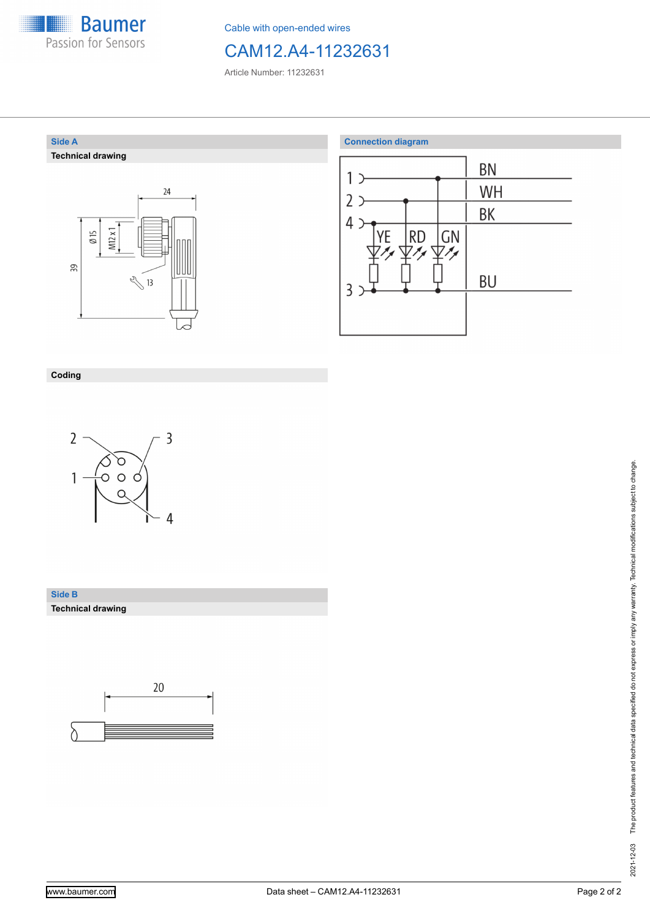Cable with open-ended wires

# CAM12.A4-11232631

Article Number: 11232631

## Side A

### Technical drawing

24

Ø 15

M12 x 1

39

13

## Connection diagram

1 BN

2 WH

4 BK

YE RD GN

3 BU

### Coding

2 3

1

4

## Side B

### Technical drawing

20

2021-12-03 The product features and technical data specified do not express or imply any warranty. Technical modifications subject to change.

www.baumer.com Data sheet – CAM12.A4-11232631